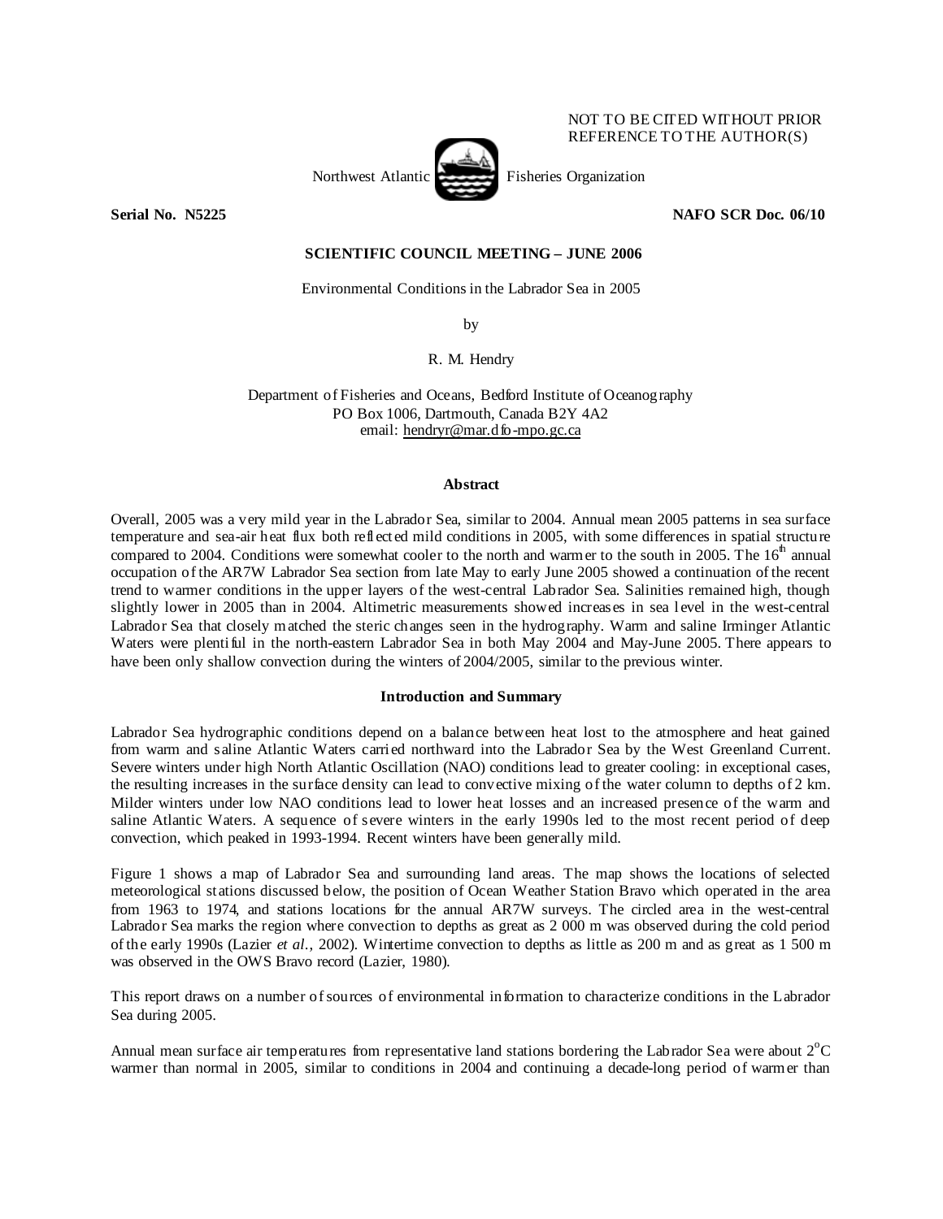NOT TO BE CITED WITHOUT PRIOR REFERENCE TO THE AUTHOR(S)

Northwest Atlantic Fisheries Organization

**Serial No. N5225** **NAFO SCR Doc. 06/10**

**SCIENTIFIC COUNCIL MEETING – JUNE 2006**

Environmental Conditions in the Labrador Sea in 2005

by

R. M. Hendry

Department of Fisheries and Oceans, Bedford Institute of Oceanography
PO Box 1006, Dartmouth, Canada B2Y 4A2
email: hendryr@mar.dfo-mpo.gc.ca

## Abstract

Overall, 2005 was a very mild year in the Labrador Sea, similar to 2004. Annual mean 2005 patterns in sea surface temperature and sea-air heat flux both reflected mild conditions in 2005, with some differences in spatial structure compared to 2004. Conditions were somewhat cooler to the north and warmer to the south in 2005. The 16th annual occupation of the AR7W Labrador Sea section from late May to early June 2005 showed a continuation of the recent trend to warmer conditions in the upper layers of the west-central Labrador Sea. Salinities remained high, though slightly lower in 2005 than in 2004. Altimetric measurements showed increases in sea level in the west-central Labrador Sea that closely matched the steric changes seen in the hydrography. Warm and saline Irminger Atlantic Waters were plentiful in the north-eastern Labrador Sea in both May 2004 and May-June 2005. There appears to have been only shallow convection during the winters of 2004/2005, similar to the previous winter.

## Introduction and Summary

Labrador Sea hydrographic conditions depend on a balance between heat lost to the atmosphere and heat gained from warm and saline Atlantic Waters carried northward into the Labrador Sea by the West Greenland Current. Severe winters under high North Atlantic Oscillation (NAO) conditions lead to greater cooling: in exceptional cases, the resulting increases in the surface density can lead to convective mixing of the water column to depths of 2 km. Milder winters under low NAO conditions lead to lower heat losses and an increased presence of the warm and saline Atlantic Waters. A sequence of severe winters in the early 1990s led to the most recent period of deep convection, which peaked in 1993-1994. Recent winters have been generally mild.

Figure 1 shows a map of Labrador Sea and surrounding land areas. The map shows the locations of selected meteorological stations discussed below, the position of Ocean Weather Station Bravo which operated in the area from 1963 to 1974, and stations locations for the annual AR7W surveys. The circled area in the west-central Labrador Sea marks the region where convection to depths as great as 2 000 m was observed during the cold period of the early 1990s (Lazier *et al.*, 2002). Wintertime convection to depths as little as 200 m and as great as 1 500 m was observed in the OWS Bravo record (Lazier, 1980).

This report draws on a number of sources of environmental information to characterize conditions in the Labrador Sea during 2005.

Annual mean surface air temperatures from representative land stations bordering the Labrador Sea were about 2°C warmer than normal in 2005, similar to conditions in 2004 and continuing a decade-long period of warmer than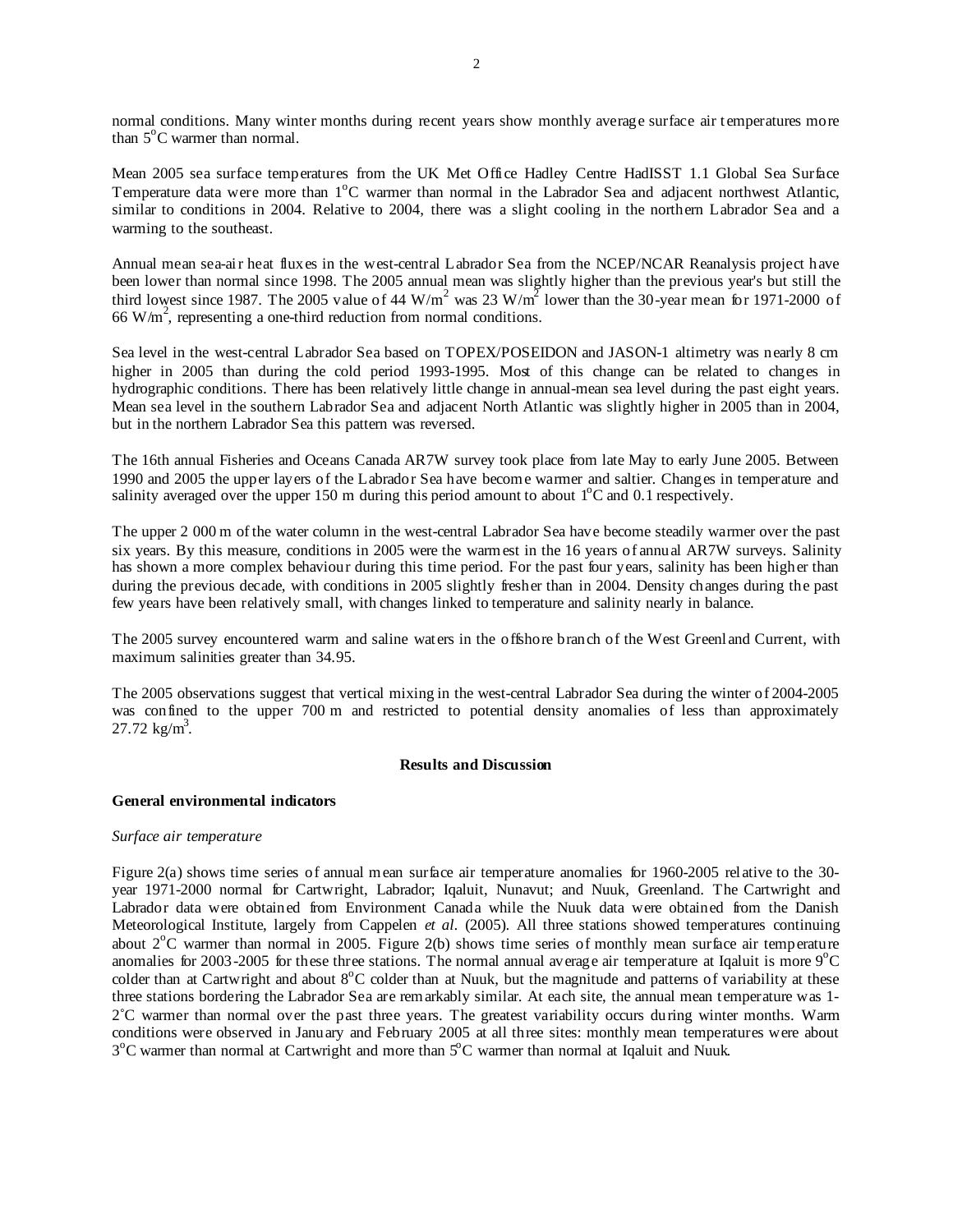normal conditions. Many winter months during recent years show monthly average surface air temperatures more than 5$^{o}$C warmer than normal.

Mean 2005 sea surface temperatures from the UK Met Office Hadley Centre HadISST 1.1 Global Sea Surface Temperature data were more than 1$^{o}$C warmer than normal in the Labrador Sea and adjacent northwest Atlantic, similar to conditions in 2004. Relative to 2004, there was a slight cooling in the northern Labrador Sea and a warming to the southeast.

Annual mean sea-air heat fluxes in the west-central Labrador Sea from the NCEP/NCAR Reanalysis project have been lower than normal since 1998. The 2005 annual mean was slightly higher than the previous year's but still the third lowest since 1987. The 2005 value of 44 W/m$^{2}$ was 23 W/m$^{2}$ lower than the 30-year mean for 1971-2000 of 66 W/m$^{2}$, representing a one-third reduction from normal conditions.

Sea level in the west-central Labrador Sea based on TOPEX/POSEIDON and JASON-1 altimetry was nearly 8 cm higher in 2005 than during the cold period 1993-1995. Most of this change can be related to changes in hydrographic conditions. There has been relatively little change in annual-mean sea level during the past eight years. Mean sea level in the southern Labrador Sea and adjacent North Atlantic was slightly higher in 2005 than in 2004, but in the northern Labrador Sea this pattern was reversed.

The 16th annual Fisheries and Oceans Canada AR7W survey took place from late May to early June 2005. Between 1990 and 2005 the upper layers of the Labrador Sea have become warmer and saltier. Changes in temperature and salinity averaged over the upper 150 m during this period amount to about 1$^{o}$C and 0.1 respectively.

The upper 2 000 m of the water column in the west-central Labrador Sea have become steadily warmer over the past six years. By this measure, conditions in 2005 were the warmest in the 16 years of annual AR7W surveys. Salinity has shown a more complex behaviour during this time period. For the past four years, salinity has been higher than during the previous decade, with conditions in 2005 slightly fresher than in 2004. Density changes during the past few years have been relatively small, with changes linked to temperature and salinity nearly in balance.

The 2005 survey encountered warm and saline waters in the offshore branch of the West Greenland Current, with maximum salinities greater than 34.95.

The 2005 observations suggest that vertical mixing in the west-central Labrador Sea during the winter of 2004-2005 was confined to the upper 700 m and restricted to potential density anomalies of less than approximately 27.72 kg/m$^{3}$.

## Results and Discussion

### General environmental indicators

*Surface air temperature*

Figure 2(a) shows time series of annual mean surface air temperature anomalies for 1960-2005 relative to the 30-year 1971-2000 normal for Cartwright, Labrador; Iqaluit, Nunavut; and Nuuk, Greenland. The Cartwright and Labrador data were obtained from Environment Canada while the Nuuk data were obtained from the Danish Meteorological Institute, largely from Cappelen *et al*. (2005). All three stations showed temperatures continuing about 2$^{o}$C warmer than normal in 2005. Figure 2(b) shows time series of monthly mean surface air temperature anomalies for 2003-2005 for these three stations. The normal annual average air temperature at Iqaluit is more 9$^{o}$C colder than at Cartwright and about 8$^{o}$C colder than at Nuuk, but the magnitude and patterns of variability at these three stations bordering the Labrador Sea are remarkably similar. At each site, the annual mean temperature was 1-2$^{\circ}$C warmer than normal over the past three years. The greatest variability occurs during winter months. Warm conditions were observed in January and February 2005 at all three sites: monthly mean temperatures were about 3$^{o}$C warmer than normal at Cartwright and more than 5$^{o}$C warmer than normal at Iqaluit and Nuuk.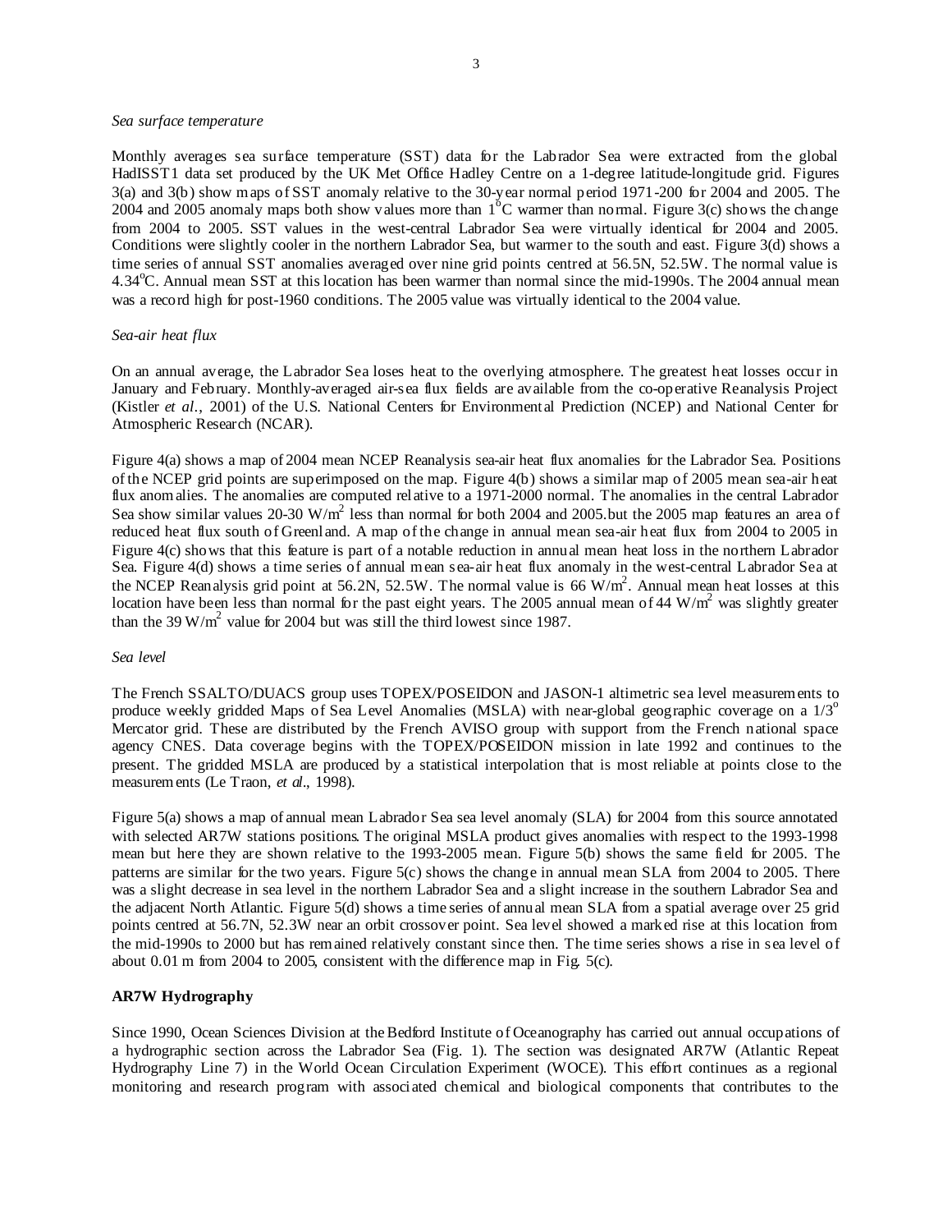*Sea surface temperature*

Monthly averages sea surface temperature (SST) data for the Labrador Sea were extracted from the global HadISST1 data set produced by the UK Met Office Hadley Centre on a 1-degree latitude-longitude grid. Figures 3(a) and 3(b) show maps of SST anomaly relative to the 30-year normal period 1971-200 for 2004 and 2005. The 2004 and 2005 anomaly maps both show values more than $1^{0}$C warmer than normal. Figure 3(c) shows the change from 2004 to 2005. SST values in the west-central Labrador Sea were virtually identical for 2004 and 2005. Conditions were slightly cooler in the northern Labrador Sea, but warmer to the south and east. Figure 3(d) shows a time series of annual SST anomalies averaged over nine grid points centred at 56.5N, 52.5W. The normal value is 4.34$^{o}$C. Annual mean SST at this location has been warmer than normal since the mid-1990s. The 2004 annual mean was a record high for post-1960 conditions. The 2005 value was virtually identical to the 2004 value.

*Sea-air heat flux*

On an annual average, the Labrador Sea loses heat to the overlying atmosphere. The greatest heat losses occur in January and February. Monthly-averaged air-sea flux fields are available from the co-operative Reanalysis Project (Kistler *et al.*, 2001) of the U.S. National Centers for Environmental Prediction (NCEP) and National Center for Atmospheric Research (NCAR).

Figure 4(a) shows a map of 2004 mean NCEP Reanalysis sea-air heat flux anomalies for the Labrador Sea. Positions of the NCEP grid points are superimposed on the map. Figure 4(b) shows a similar map of 2005 mean sea-air heat flux anomalies. The anomalies are computed relative to a 1971-2000 normal. The anomalies in the central Labrador Sea show similar values 20-30 W/m$^{2}$ less than normal for both 2004 and 2005.but the 2005 map features an area of reduced heat flux south of Greenland. A map of the change in annual mean sea-air heat flux from 2004 to 2005 in Figure 4(c) shows that this feature is part of a notable reduction in annual mean heat loss in the northern Labrador Sea. Figure 4(d) shows a time series of annual mean sea-air heat flux anomaly in the west-central Labrador Sea at the NCEP Reanalysis grid point at 56.2N, 52.5W. The normal value is 66 W/m$^{2}$. Annual mean heat losses at this location have been less than normal for the past eight years. The 2005 annual mean of 44 W/m$^{2}$ was slightly greater than the 39 W/m$^{2}$ value for 2004 but was still the third lowest since 1987.

*Sea level*

The French SSALTO/DUACS group uses TOPEX/POSEIDON and JASON-1 altimetric sea level measurements to produce weekly gridded Maps of Sea Level Anomalies (MSLA) with near-global geographic coverage on a 1/3$^{o}$ Mercator grid. These are distributed by the French AVISO group with support from the French national space agency CNES. Data coverage begins with the TOPEX/POSEIDON mission in late 1992 and continues to the present. The gridded MSLA are produced by a statistical interpolation that is most reliable at points close to the measurements (Le Traon, *et al*., 1998).

Figure 5(a) shows a map of annual mean Labrador Sea sea level anomaly (SLA) for 2004 from this source annotated with selected AR7W stations positions. The original MSLA product gives anomalies with respect to the 1993-1998 mean but here they are shown relative to the 1993-2005 mean. Figure 5(b) shows the same field for 2005. The patterns are similar for the two years. Figure 5(c) shows the change in annual mean SLA from 2004 to 2005. There was a slight decrease in sea level in the northern Labrador Sea and a slight increase in the southern Labrador Sea and the adjacent North Atlantic. Figure 5(d) shows a time series of annual mean SLA from a spatial average over 25 grid points centred at 56.7N, 52.3W near an orbit crossover point. Sea level showed a marked rise at this location from the mid-1990s to 2000 but has remained relatively constant since then. The time series shows a rise in sea level of about 0.01 m from 2004 to 2005, consistent with the difference map in Fig. 5(c).

## AR7W Hydrography

Since 1990, Ocean Sciences Division at the Bedford Institute of Oceanography has carried out annual occupations of a hydrographic section across the Labrador Sea (Fig. 1). The section was designated AR7W (Atlantic Repeat Hydrography Line 7) in the World Ocean Circulation Experiment (WOCE). This effort continues as a regional monitoring and research program with associated chemical and biological components that contributes to the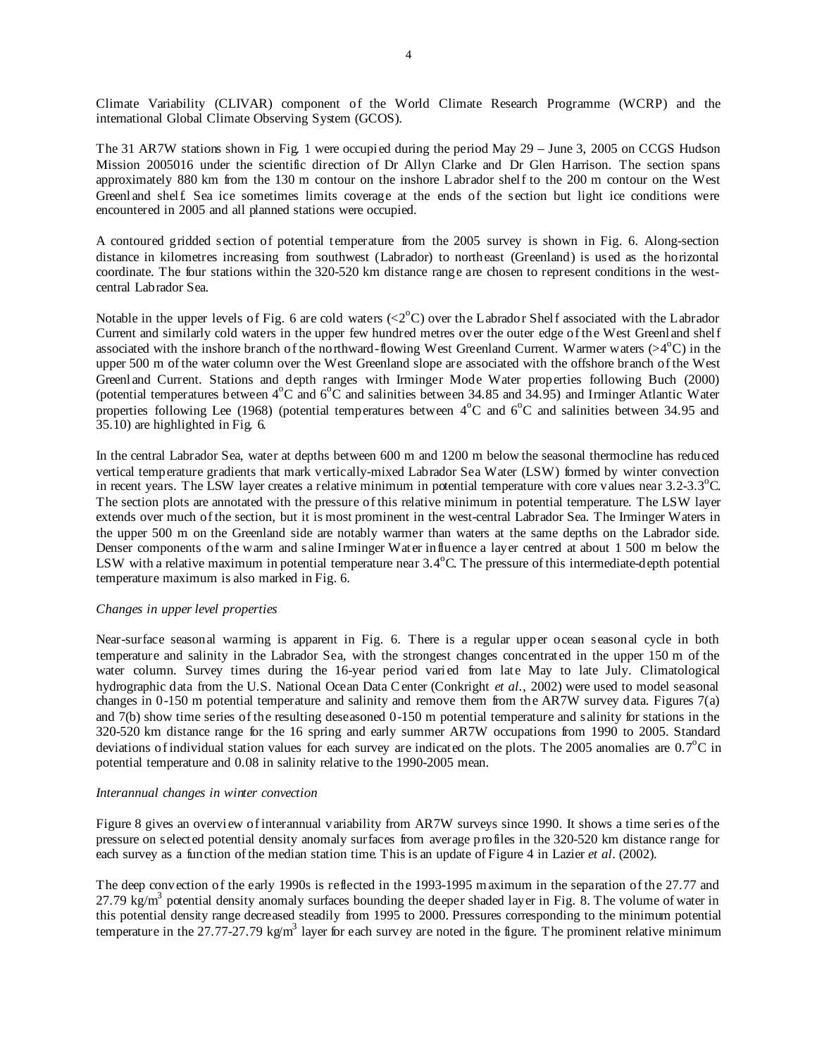Climate Variability (CLIVAR) component of the World Climate Research Programme (WCRP) and the international Global Climate Observing System (GCOS).

The 31 AR7W stations shown in Fig. 1 were occupied during the period May 29 – June 3, 2005 on CCGS Hudson Mission 2005016 under the scientific direction of Dr Allyn Clarke and Dr Glen Harrison. The section spans approximately 880 km from the 130 m contour on the inshore Labrador shelf to the 200 m contour on the West Greenland shelf. Sea ice sometimes limits coverage at the ends of the section but light ice conditions were encountered in 2005 and all planned stations were occupied.

A contoured gridded section of potential temperature from the 2005 survey is shown in Fig. 6. Along-section distance in kilometres increasing from southwest (Labrador) to northeast (Greenland) is used as the horizontal coordinate. The four stations within the 320-520 km distance range are chosen to represent conditions in the west-central Labrador Sea.

Notable in the upper levels of Fig. 6 are cold waters (<2$^{o}$C) over the Labrador Shelf associated with the Labrador Current and similarly cold waters in the upper few hundred metres over the outer edge of the West Greenland shelf associated with the inshore branch of the northward-flowing West Greenland Current. Warmer waters (>4$^{o}$C) in the upper 500 m of the water column over the West Greenland slope are associated with the offshore branch of the West Greenland Current. Stations and depth ranges with Irminger Mode Water properties following Buch (2000) (potential temperatures between 4$^{o}$C and 6$^{o}$C and salinities between 34.85 and 34.95) and Irminger Atlantic Water properties following Lee (1968) (potential temperatures between 4$^{o}$C and 6$^{o}$C and salinities between 34.95 and 35.10) are highlighted in Fig. 6.

In the central Labrador Sea, water at depths between 600 m and 1200 m below the seasonal thermocline has reduced vertical temperature gradients that mark vertically-mixed Labrador Sea Water (LSW) formed by winter convection in recent years. The LSW layer creates a relative minimum in potential temperature with core values near 3.2-3.3$^{o}$C. The section plots are annotated with the pressure of this relative minimum in potential temperature. The LSW layer extends over much of the section, but it is most prominent in the west-central Labrador Sea. The Irminger Waters in the upper 500 m on the Greenland side are notably warmer than waters at the same depths on the Labrador side. Denser components of the warm and saline Irminger Water influence a layer centred at about 1 500 m below the LSW with a relative maximum in potential temperature near 3.4$^{o}$C. The pressure of this intermediate-depth potential temperature maximum is also marked in Fig. 6.

*Changes in upper level properties*

Near-surface seasonal warming is apparent in Fig. 6. There is a regular upper ocean seasonal cycle in both temperature and salinity in the Labrador Sea, with the strongest changes concentrated in the upper 150 m of the water column. Survey times during the 16-year period varied from late May to late July. Climatological hydrographic data from the U.S. National Ocean Data Center (Conkright *et al.*, 2002) were used to model seasonal changes in 0-150 m potential temperature and salinity and remove them from the AR7W survey data. Figures 7(a) and 7(b) show time series of the resulting deseasoned 0-150 m potential temperature and salinity for stations in the 320-520 km distance range for the 16 spring and early summer AR7W occupations from 1990 to 2005. Standard deviations of individual station values for each survey are indicated on the plots. The 2005 anomalies are 0.7$^{o}$C in potential temperature and 0.08 in salinity relative to the 1990-2005 mean.

*Interannual changes in winter convection*

Figure 8 gives an overview of interannual variability from AR7W surveys since 1990. It shows a time series of the pressure on selected potential density anomaly surfaces from average profiles in the 320-520 km distance range for each survey as a function of the median station time. This is an update of Figure 4 in Lazier *et al*. (2002).

The deep convection of the early 1990s is reflected in the 1993-1995 maximum in the separation of the 27.77 and 27.79 kg/m$^{3}$ potential density anomaly surfaces bounding the deeper shaded layer in Fig. 8. The volume of water in this potential density range decreased steadily from 1995 to 2000. Pressures corresponding to the minimum potential temperature in the 27.77-27.79 kg/m$^{3}$ layer for each survey are noted in the figure. The prominent relative minimum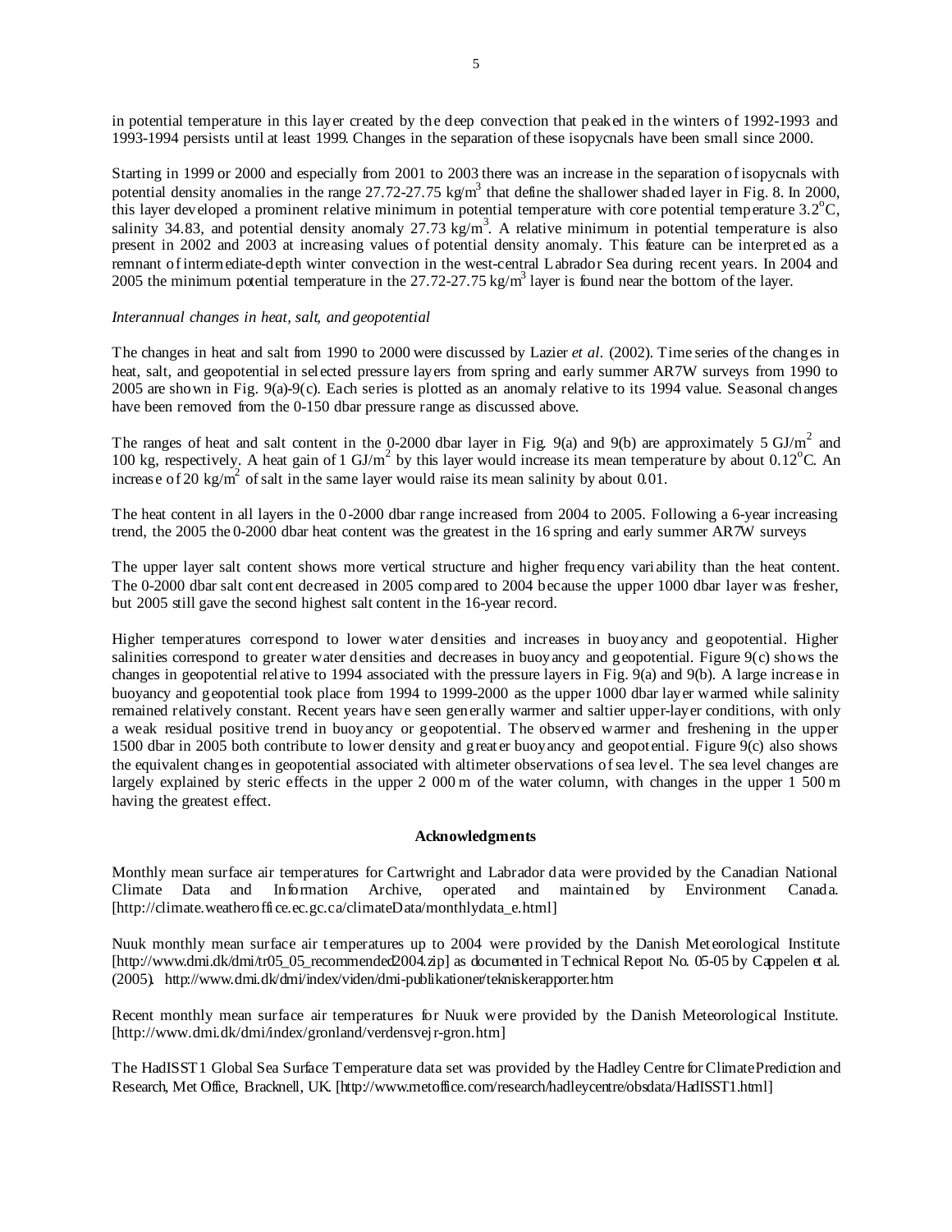in potential temperature in this layer created by the deep convection that peaked in the winters of 1992-1993 and 1993-1994 persists until at least 1999. Changes in the separation of these isopycnals have been small since 2000.

Starting in 1999 or 2000 and especially from 2001 to 2003 there was an increase in the separation of isopycnals with potential density anomalies in the range 27.72-27.75 kg/m$^3$ that define the shallower shaded layer in Fig. 8. In 2000, this layer developed a prominent relative minimum in potential temperature with core potential temperature 3.2$^o$C, salinity 34.83, and potential density anomaly 27.73 kg/m$^3$. A relative minimum in potential temperature is also present in 2002 and 2003 at increasing values of potential density anomaly. This feature can be interpreted as a remnant of intermediate-depth winter convection in the west-central Labrador Sea during recent years. In 2004 and 2005 the minimum potential temperature in the 27.72-27.75 kg/m$^3$ layer is found near the bottom of the layer.

*Interannual changes in heat, salt, and geopotential*

The changes in heat and salt from 1990 to 2000 were discussed by Lazier *et al.* (2002). Time series of the changes in heat, salt, and geopotential in selected pressure layers from spring and early summer AR7W surveys from 1990 to 2005 are shown in Fig. 9(a)-9(c). Each series is plotted as an anomaly relative to its 1994 value. Seasonal changes have been removed from the 0-150 dbar pressure range as discussed above.

The ranges of heat and salt content in the 0-2000 dbar layer in Fig. 9(a) and 9(b) are approximately 5 GJ/m$^2$ and 100 kg, respectively. A heat gain of 1 GJ/m$^2$ by this layer would increase its mean temperature by about 0.12$^o$C. An increase of 20 kg/m$^2$ of salt in the same layer would raise its mean salinity by about 0.01.

The heat content in all layers in the 0-2000 dbar range increased from 2004 to 2005. Following a 6-year increasing trend, the 2005 the 0-2000 dbar heat content was the greatest in the 16 spring and early summer AR7W surveys

The upper layer salt content shows more vertical structure and higher frequency variability than the heat content. The 0-2000 dbar salt content decreased in 2005 compared to 2004 because the upper 1000 dbar layer was fresher, but 2005 still gave the second highest salt content in the 16-year record.

Higher temperatures correspond to lower water densities and increases in buoyancy and geopotential. Higher salinities correspond to greater water densities and decreases in buoyancy and geopotential. Figure 9(c) shows the changes in geopotential relative to 1994 associated with the pressure layers in Fig. 9(a) and 9(b). A large increase in buoyancy and geopotential took place from 1994 to 1999-2000 as the upper 1000 dbar layer warmed while salinity remained relatively constant. Recent years have seen generally warmer and saltier upper-layer conditions, with only a weak residual positive trend in buoyancy or geopotential. The observed warmer and freshening in the upper 1500 dbar in 2005 both contribute to lower density and greater buoyancy and geopotential. Figure 9(c) also shows the equivalent changes in geopotential associated with altimeter observations of sea level. The sea level changes are largely explained by steric effects in the upper 2 000 m of the water column, with changes in the upper 1 500 m having the greatest effect.

**Acknowledgments**

Monthly mean surface air temperatures for Cartwright and Labrador data were provided by the Canadian National Climate Data and Information Archive, operated and maintained by Environment Canada. [http://climate.weatheroffice.ec.gc.ca/climateData/monthlydata_e.html]

Nuuk monthly mean surface air temperatures up to 2004 were provided by the Danish Meteorological Institute [http://www.dmi.dk/dmi/tr05_05_recommended2004.zip] as documented in Technical Report No. 05-05 by Cappelen et al. (2005). http://www.dmi.dk/dmi/index/viden/dmi-publikationer/tekniskerapporter.htm

Recent monthly mean surface air temperatures for Nuuk were provided by the Danish Meteorological Institute. [http://www.dmi.dk/dmi/index/gronland/verdensvejr-gron.htm]

The HadISST1 Global Sea Surface Temperature data set was provided by the Hadley Centre for Climate Prediction and Research, Met Office, Bracknell, UK. [http://www.metoffice.com/research/hadleycentre/obsdata/HadISST1.html]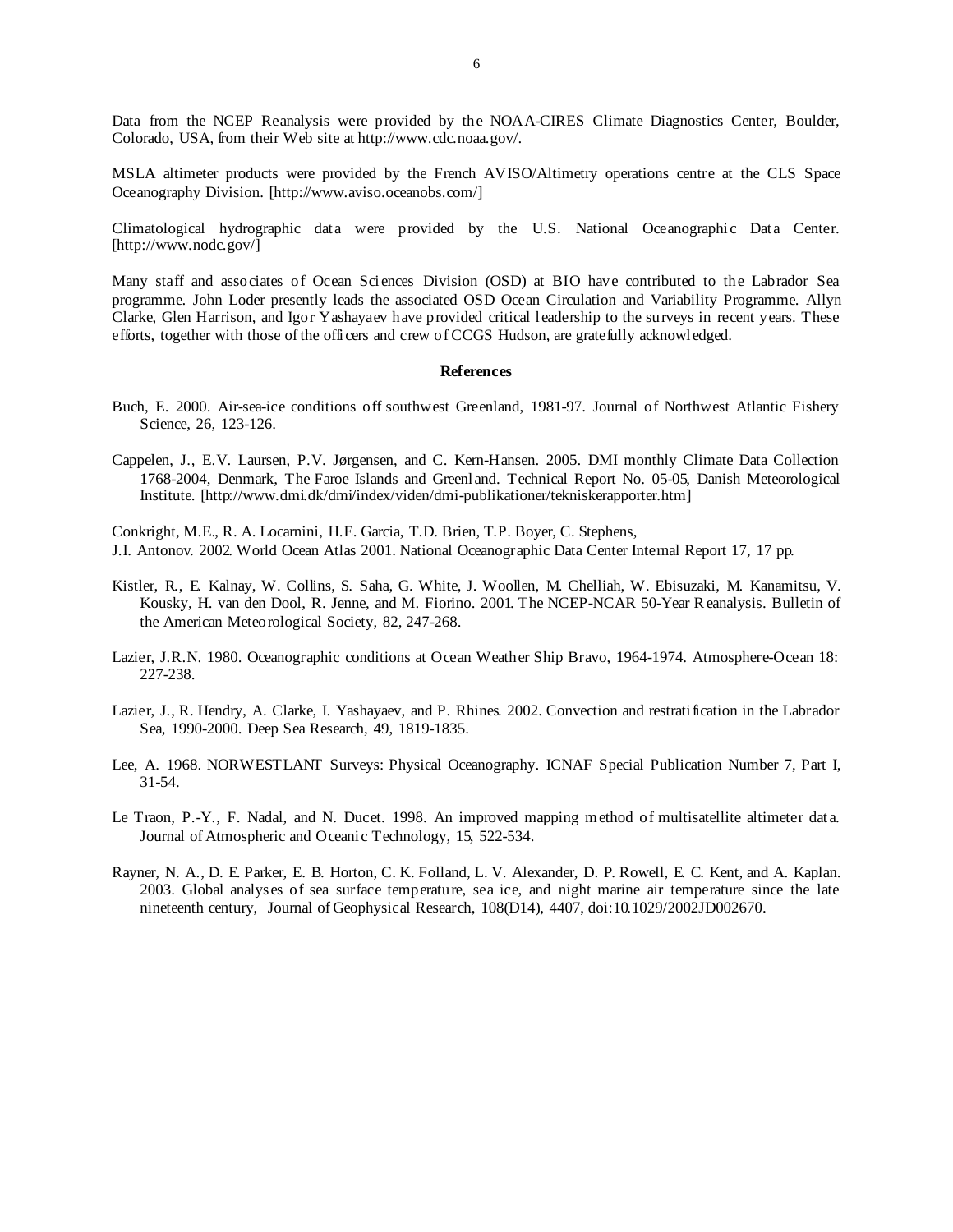Data from the NCEP Reanalysis were provided by the NOAA-CIRES Climate Diagnostics Center, Boulder, Colorado, USA, from their Web site at http://www.cdc.noaa.gov/.

MSLA altimeter products were provided by the French AVISO/Altimetry operations centre at the CLS Space Oceanography Division. [http://www.aviso.oceanobs.com/]

Climatological hydrographic data were provided by the U.S. National Oceanographic Data Center. [http://www.nodc.gov/]

Many staff and associates of Ocean Sciences Division (OSD) at BIO have contributed to the Labrador Sea programme. John Loder presently leads the associated OSD Ocean Circulation and Variability Programme. Allyn Clarke, Glen Harrison, and Igor Yashayaev have provided critical leadership to the surveys in recent years. These efforts, together with those of the officers and crew of CCGS Hudson, are gratefully acknowledged.

## References

Buch, E. 2000. Air-sea-ice conditions off southwest Greenland, 1981-97. Journal of Northwest Atlantic Fishery Science, 26, 123-126.

Cappelen, J., E.V. Laursen, P.V. Jørgensen, and C. Kern-Hansen. 2005. DMI monthly Climate Data Collection 1768-2004, Denmark, The Faroe Islands and Greenland. Technical Report No. 05-05, Danish Meteorological Institute. [http://www.dmi.dk/dmi/index/viden/dmi-publikationer/tekniskerapporter.htm]

Conkright, M.E., R. A. Locarnini, H.E. Garcia, T.D. Brien, T.P. Boyer, C. Stephens,
J.I. Antonov. 2002. World Ocean Atlas 2001. National Oceanographic Data Center Internal Report 17, 17 pp.

Kistler, R., E. Kalnay, W. Collins, S. Saha, G. White, J. Woollen, M. Chelliah, W. Ebisuzaki, M. Kanamitsu, V. Kousky, H. van den Dool, R. Jenne, and M. Fiorino. 2001. The NCEP-NCAR 50-Year Reanalysis. Bulletin of the American Meteorological Society, 82, 247-268.

Lazier, J.R.N. 1980. Oceanographic conditions at Ocean Weather Ship Bravo, 1964-1974. Atmosphere-Ocean 18: 227-238.

Lazier, J., R. Hendry, A. Clarke, I. Yashayaev, and P. Rhines. 2002. Convection and restratification in the Labrador Sea, 1990-2000. Deep Sea Research, 49, 1819-1835.

Lee, A. 1968. NORWESTLANT Surveys: Physical Oceanography. ICNAF Special Publication Number 7, Part I, 31-54.

Le Traon, P.-Y., F. Nadal, and N. Ducet. 1998. An improved mapping method of multisatellite altimeter data. Journal of Atmospheric and Oceanic Technology, 15, 522-534.

Rayner, N. A., D. E. Parker, E. B. Horton, C. K. Folland, L. V. Alexander, D. P. Rowell, E. C. Kent, and A. Kaplan. 2003. Global analyses of sea surface temperature, sea ice, and night marine air temperature since the late nineteenth century, Journal of Geophysical Research, 108(D14), 4407, doi:10.1029/2002JD002670.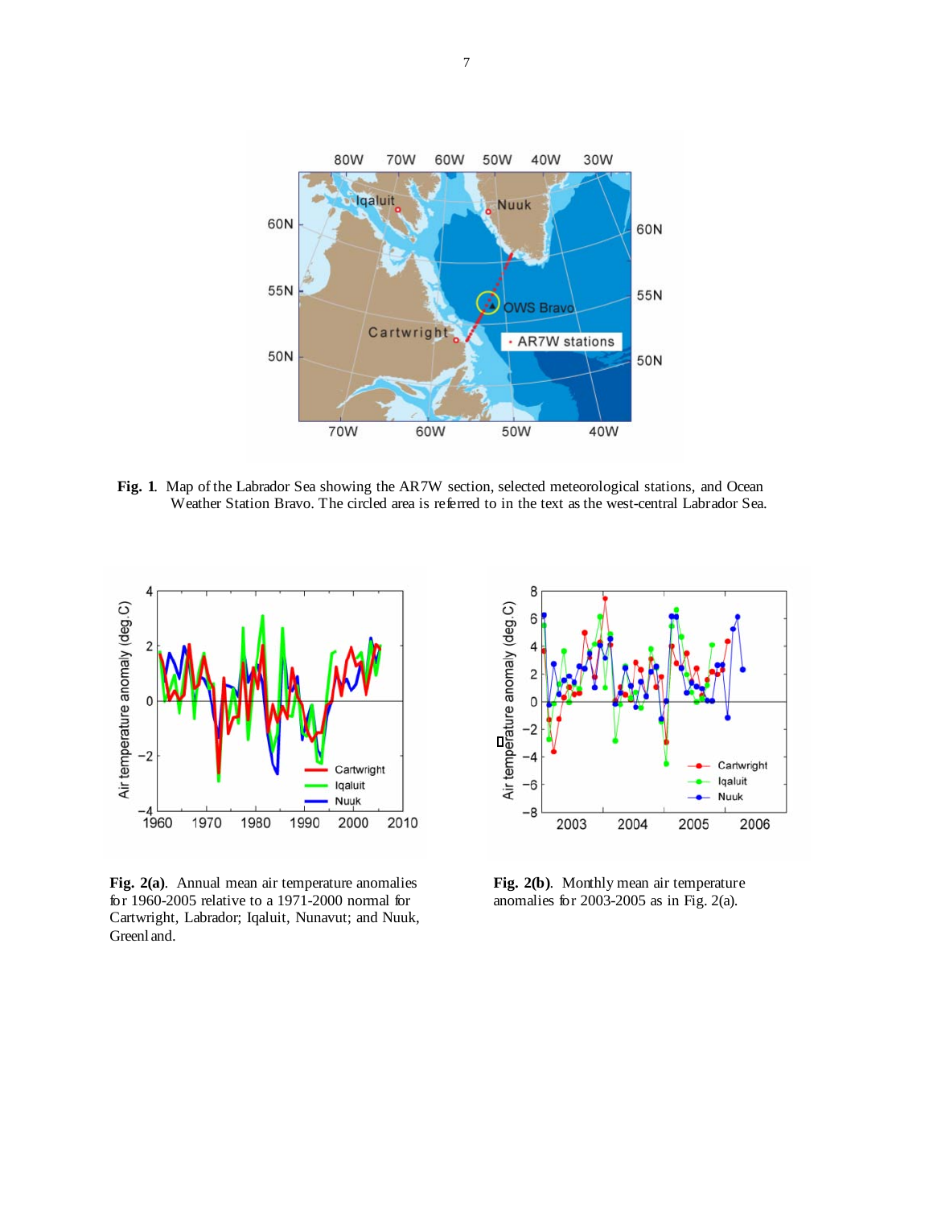**Fig. 1**. Map of the Labrador Sea showing the AR7W section, selected meteorological stations, and Ocean Weather Station Bravo. The circled area is referred to in the text as the west-central Labrador Sea.

**Fig. 2(a)**. Annual mean air temperature anomalies for 1960-2005 relative to a 1971-2000 normal for Cartwright, Labrador; Iqaluit, Nunavut; and Nuuk, Greenland.

**Fig. 2(b)**. Monthly mean air temperature anomalies for 2003-2005 as in Fig. 2(a).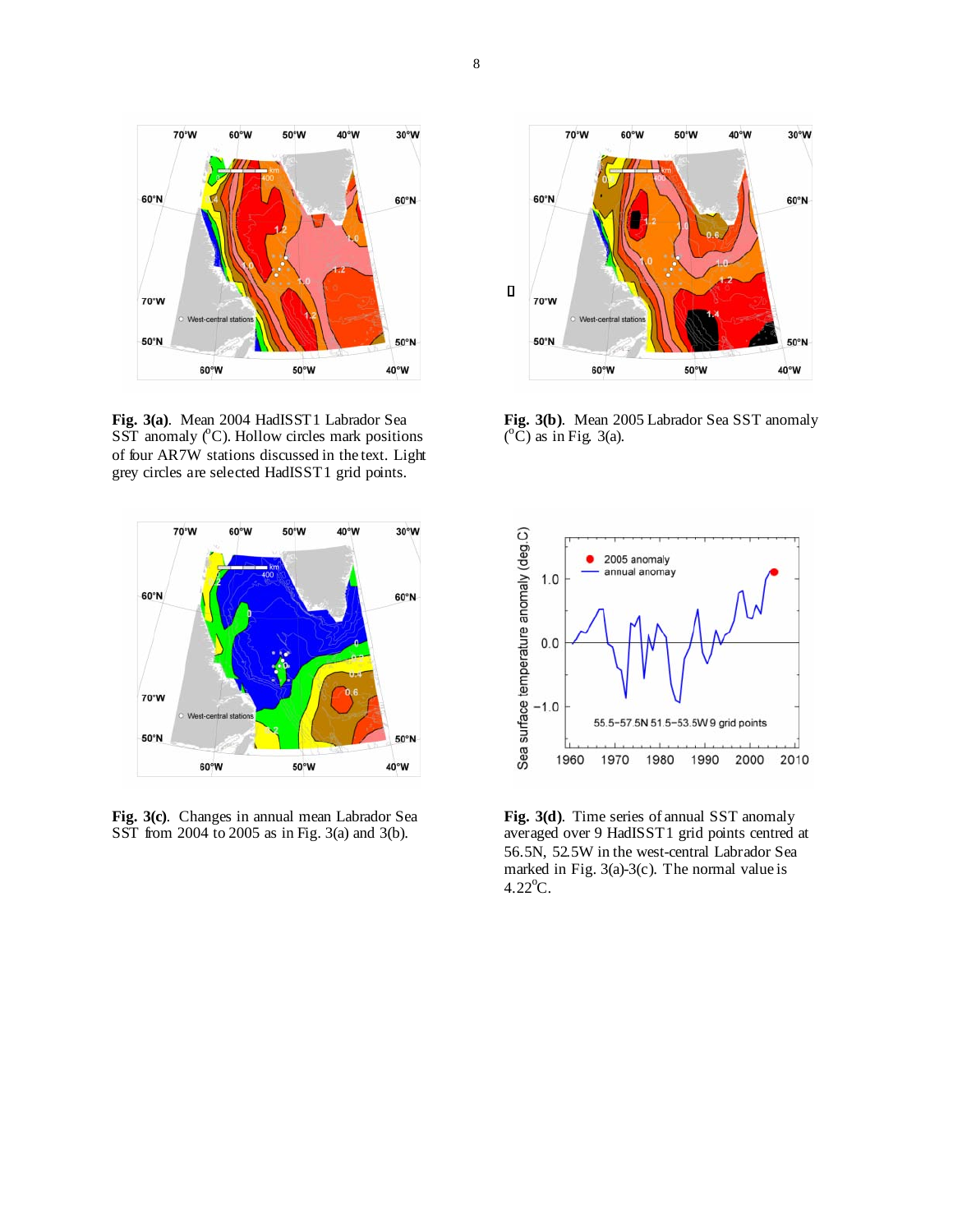**Fig. 3(a)**. Mean 2004 HadISST1 Labrador Sea SST anomaly ($^{o}$C). Hollow circles mark positions of four AR7W stations discussed in the text. Light grey circles are selected HadISST1 grid points.

**Fig. 3(b)**. Mean 2005 Labrador Sea SST anomaly ($^{o}$C) as in Fig. 3(a).

**Fig. 3(c)**. Changes in annual mean Labrador Sea SST from 2004 to 2005 as in Fig. 3(a) and 3(b).

**Fig. 3(d)**. Time series of annual SST anomaly averaged over 9 HadISST1 grid points centred at 56.5N, 52.5W in the west-central Labrador Sea marked in Fig. 3(a)-3(c). The normal value is 4.22$^{o}$C.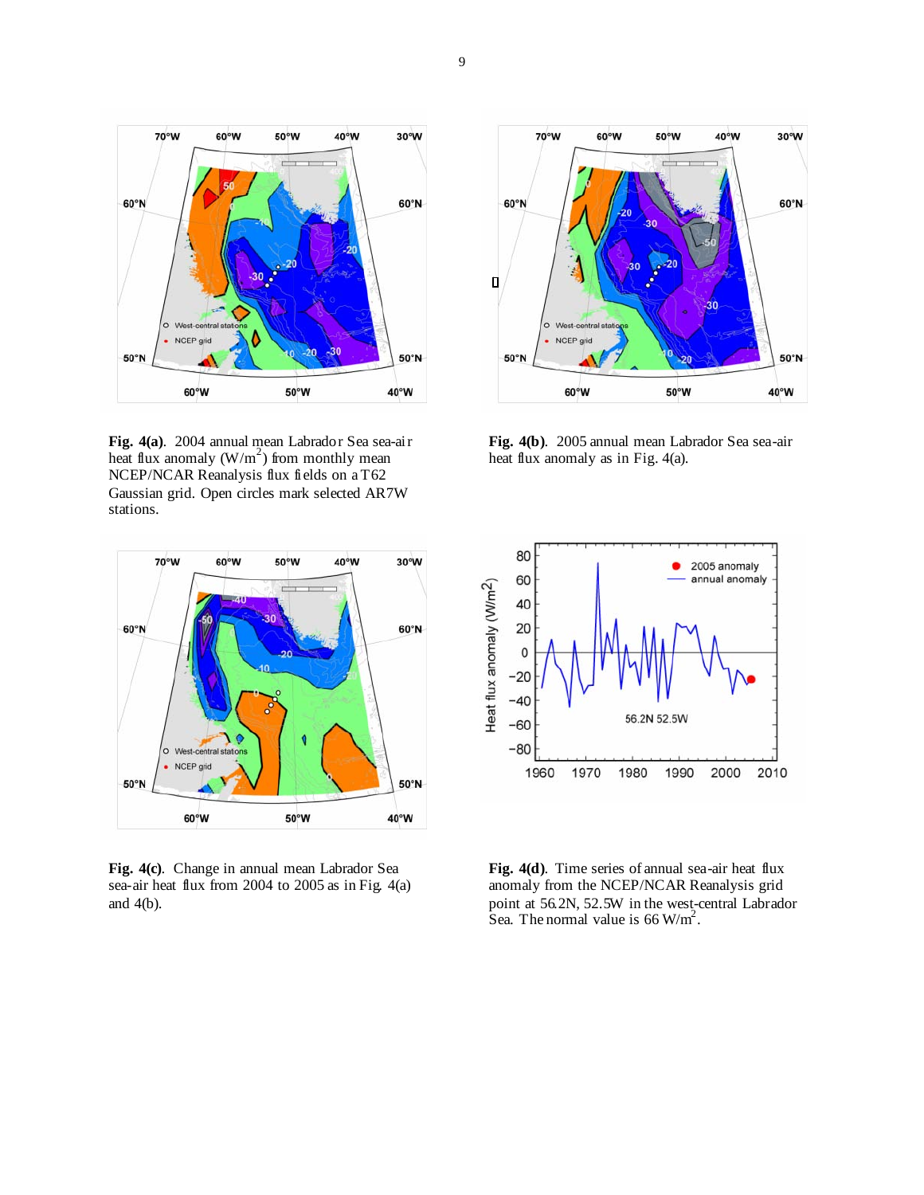**Fig. 4(a)**. 2004 annual mean Labrador Sea sea-air heat flux anomaly (W/m$^2$) from monthly mean NCEP/NCAR Reanalysis flux fields on a T62 Gaussian grid. Open circles mark selected AR7W stations.

**Fig. 4(b)**. 2005 annual mean Labrador Sea sea-air heat flux anomaly as in Fig. 4(a).

**Fig. 4(c)**. Change in annual mean Labrador Sea sea-air heat flux from 2004 to 2005 as in Fig. 4(a) and 4(b).

**Fig. 4(d)**. Time series of annual sea-air heat flux anomaly from the NCEP/NCAR Reanalysis grid point at 56.2N, 52.5W in the west-central Labrador Sea. The normal value is 66 W/m$^2$.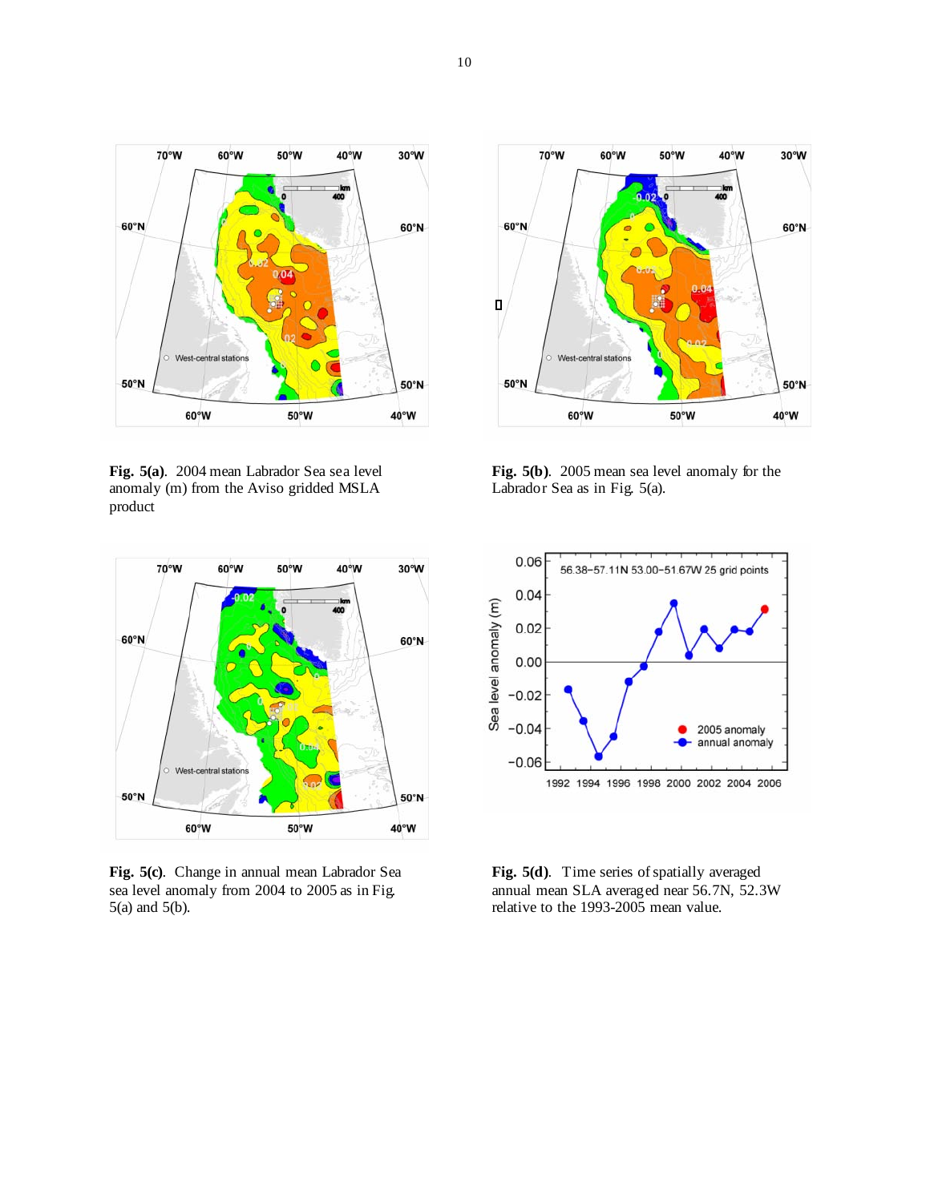**Fig. 5(a)**. 2004 mean Labrador Sea sea level anomaly (m) from the Aviso gridded MSLA product

**Fig. 5(b)**. 2005 mean sea level anomaly for the Labrador Sea as in Fig. 5(a).

**Fig. 5(c)**. Change in annual mean Labrador Sea sea level anomaly from 2004 to 2005 as in Fig. 5(a) and 5(b).

**Fig. 5(d)**. Time series of spatially averaged annual mean SLA averaged near 56.7N, 52.3W relative to the 1993-2005 mean value.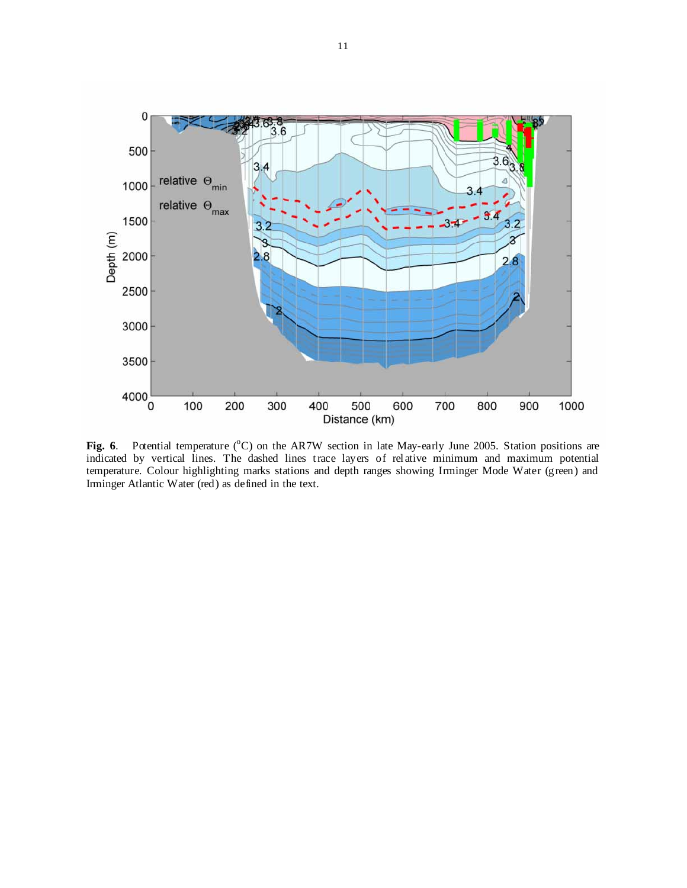**Fig. 6**. Potential temperature (°C) on the AR7W section in late May-early June 2005. Station positions are indicated by vertical lines. The dashed lines trace layers of relative minimum and maximum potential temperature. Colour highlighting marks stations and depth ranges showing Irminger Mode Water (green) and Irminger Atlantic Water (red) as defined in the text.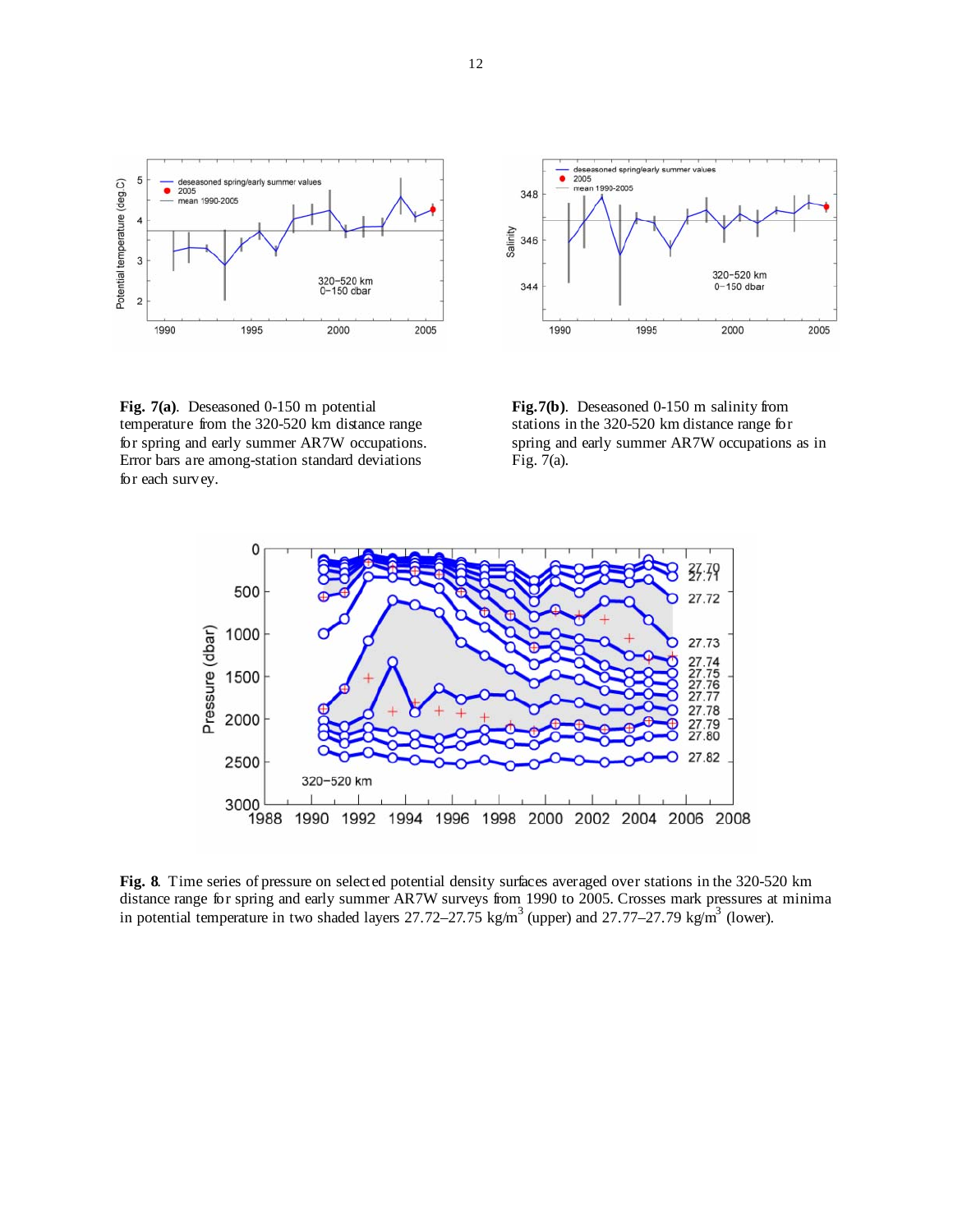**Fig. 7(a)**. Deseasoned 0-150 m potential temperature from the 320-520 km distance range for spring and early summer AR7W occupations. Error bars are among-station standard deviations for each survey.

**Fig.7(b)**. Deseasoned 0-150 m salinity from stations in the 320-520 km distance range for spring and early summer AR7W occupations as in Fig. 7(a).

**Fig. 8**. Time series of pressure on selected potential density surfaces averaged over stations in the 320-520 km distance range for spring and early summer AR7W surveys from 1990 to 2005. Crosses mark pressures at minima in potential temperature in two shaded layers 27.72–27.75 kg/m$^3$ (upper) and 27.77–27.79 kg/m$^3$ (lower).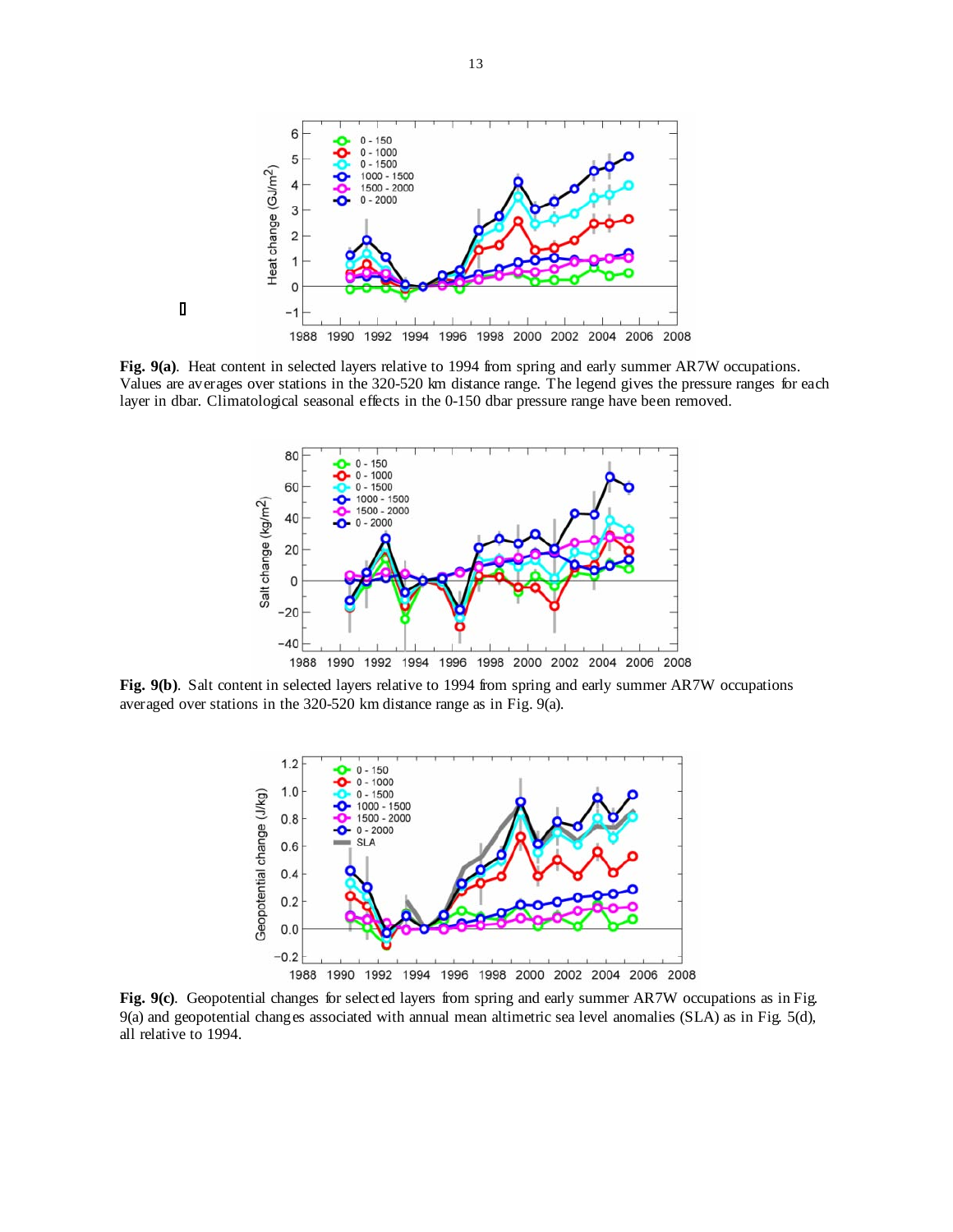Heat change (GJ/m$^2$)

0 - 150
0 - 1000
0 - 1500
1000 - 1500
1500 - 2000
0 - 2000

6
5
4
3
2
1
0
−1

1988 1990 1992 1994 1996 1998 2000 2002 2004 2006 2008

**Fig. 9(a)**. Heat content in selected layers relative to 1994 from spring and early summer AR7W occupations. Values are averages over stations in the 320-520 km distance range. The legend gives the pressure ranges for each layer in dbar. Climatological seasonal effects in the 0-150 dbar pressure range have been removed.

Salt change (kg/m$^2$)

0 - 150
0 - 1000
0 - 1500
1000 - 1500
1500 - 2000
0 - 2000

80
60
40
20
0
−20
−40

1988 1990 1992 1994 1996 1998 2000 2002 2004 2006 2008

**Fig. 9(b)**. Salt content in selected layers relative to 1994 from spring and early summer AR7W occupations averaged over stations in the 320-520 km distance range as in Fig. 9(a).

Geopotential change (J/kg)

0 - 150
0 - 1000
0 - 1500
1000 - 1500
1500 - 2000
0 - 2000
SLA

1.2
1.0
0.8
0.6
0.4
0.2
0.0
−0.2

1988 1990 1992 1994 1996 1998 2000 2002 2004 2006 2008

**Fig. 9(c)**. Geopotential changes for selected layers from spring and early summer AR7W occupations as in Fig. 9(a) and geopotential changes associated with annual mean altimetric sea level anomalies (SLA) as in Fig. 5(d), all relative to 1994.